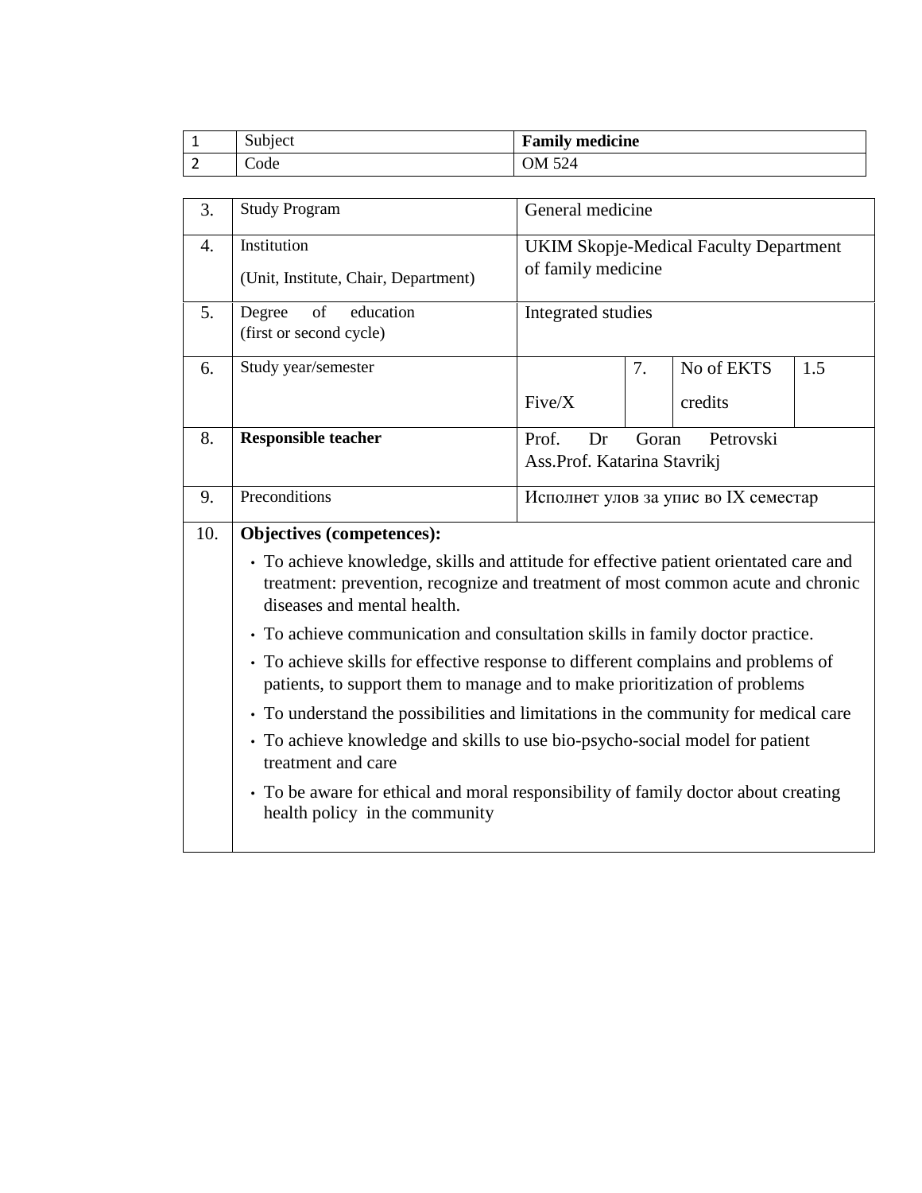| 1 | Subject | **Family medicine** |
|---|---|---|
| 2 | Code | OM 524 |

| | | | | | |
|---|---|---|---|---|---|
| 3. | Study Program | General medicine | | | |
| 4. | Institution<br>(Unit, Institute, Chair, Department) | UKIM Skopje-Medical Faculty Department of family medicine | | | |
| 5. | Degree of education<br>(first or second cycle) | Integrated studies | | | |
| 6. | Study year/semester | Five/X | 7. | No of EKTS credits | 1.5 |
| 8. | **Responsible teacher** | Prof. Dr Goran Petrovski<br>Ass.Prof. Katarina Stavrikj | | | |
| 9. | Preconditions | Исполнет улов за упис во IX семестар | | | |
| 10. | **Objectives (competences):** | | | | |

- To achieve knowledge, skills and attitude for effective patient orientated care and treatment: prevention, recognize and treatment of most common acute and chronic diseases and mental health.
- To achieve communication and consultation skills in family doctor practice.
- To achieve skills for effective response to different complains and problems of patients, to support them to manage and to make prioritization of problems
- To understand the possibilities and limitations in the community for medical care
- To achieve knowledge and skills to use bio-psycho-social model for patient treatment and care
- To be aware for ethical and moral responsibility of family doctor about creating health policy in the community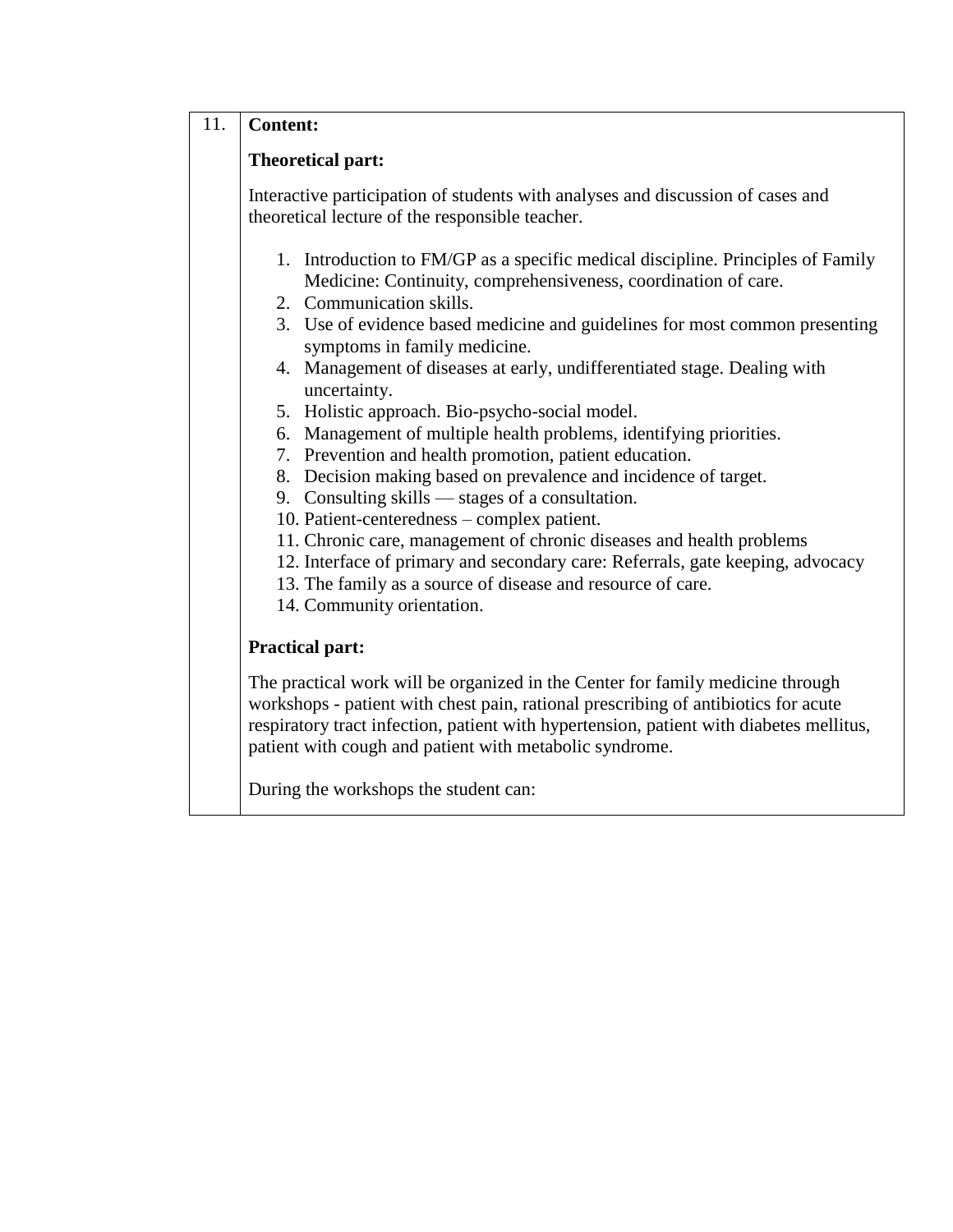| 11. | **Content:** |
|---|---|

**Theoretical part:**

Interactive participation of students with analyses and discussion of cases and theoretical lecture of the responsible teacher.

1. Introduction to FM/GP as a specific medical discipline. Principles of Family Medicine: Continuity, comprehensiveness, coordination of care.
2. Communication skills.
3. Use of evidence based medicine and guidelines for most common presenting symptoms in family medicine.
4. Management of diseases at early, undifferentiated stage. Dealing with uncertainty.
5. Holistic approach. Bio-psycho-social model.
6. Management of multiple health problems, identifying priorities.
7. Prevention and health promotion, patient education.
8. Decision making based on prevalence and incidence of target.
9. Consulting skills — stages of a consultation.
10. Patient-centeredness – complex patient.
11. Chronic care, management of chronic diseases and health problems
12. Interface of primary and secondary care: Referrals, gate keeping, advocacy
13. The family as a source of disease and resource of care.
14. Community orientation.

**Practical part:**

The practical work will be organized in the Center for family medicine through workshops - patient with chest pain, rational prescribing of antibiotics for acute respiratory tract infection, patient with hypertension, patient with diabetes mellitus, patient with cough and patient with metabolic syndrome.

During the workshops the student can: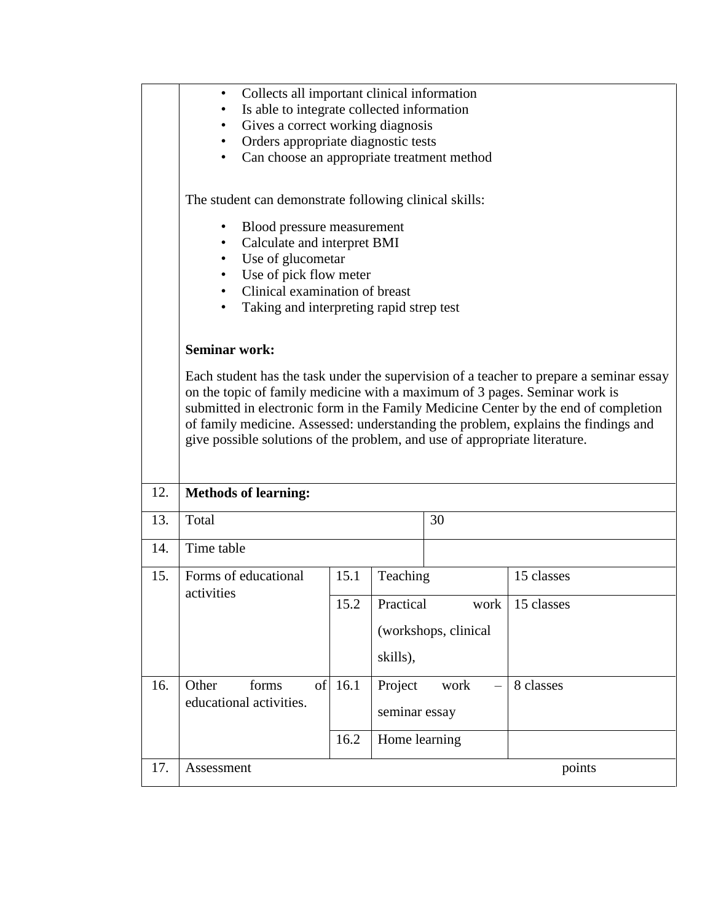|  |  |  |  |  |
|---|---|---|---|---|
|  | • Collects all important clinical information<br>• Is able to integrate collected information<br>• Gives a correct working diagnosis<br>• Orders appropriate diagnostic tests<br>• Can choose an appropriate treatment method<br><br>The student can demonstrate following clinical skills:<br><br>• Blood pressure measurement<br>• Calculate and interpret BMI<br>• Use of glucometar<br>• Use of pick flow meter<br>• Clinical examination of breast<br>• Taking and interpreting rapid strep test<br><br>**Seminar work:**<br><br>Each student has the task under the supervision of a teacher to prepare a seminar essay on the topic of family medicine with a maximum of 3 pages. Seminar work is submitted in electronic form in the Family Medicine Center by the end of completion of family medicine. Assessed: understanding the problem, explains the findings and give possible solutions of the problem, and use of appropriate literature. | | | |
| 12. | **Methods of learning:** | | | |
| 13. | Total | | 30 | |
| 14. | Time table | | | |
| 15. | Forms of educational activities | 15.1 | Teaching | 15 classes |
|  |  | 15.2 | Practical work (workshops, clinical skills), | 15 classes |
| 16. | Other forms of educational activities. | 16.1 | Project work – seminar essay | 8 classes |
|  |  | 16.2 | Home learning | |
| 17. | Assessment | | | points |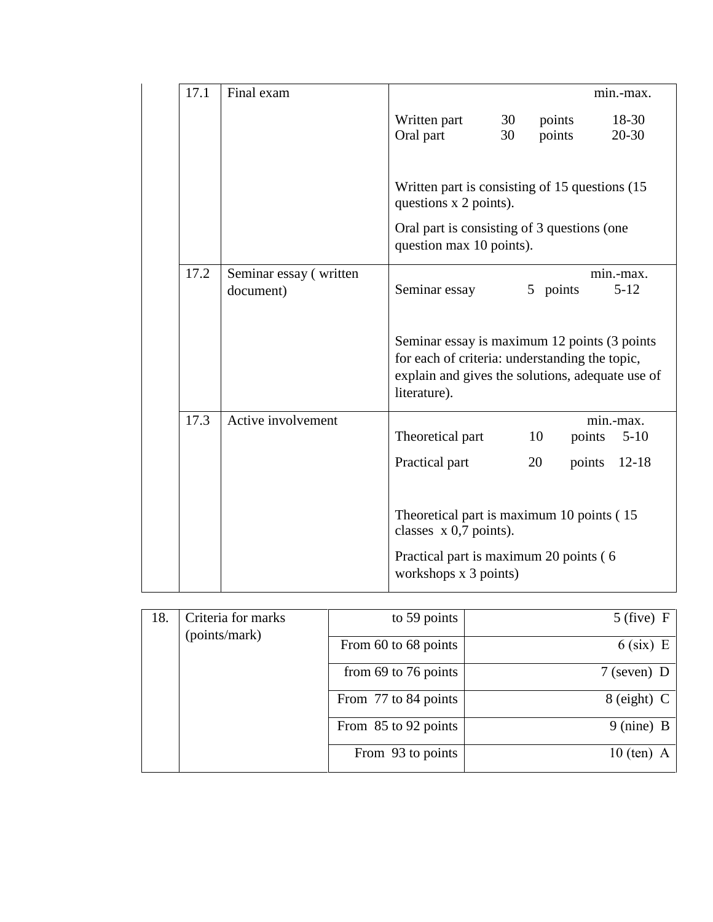| 17.1 | Final exam | min.-max.<br><br>Written part 30 points 18-30<br>Oral part 30 points 20-30<br><br>Written part is consisting of 15 questions (15 questions x 2 points).<br><br>Oral part is consisting of 3 questions (one question max 10 points). |
|---|---|---|
| 17.2 | Seminar essay ( written document) | min.-max.<br>Seminar essay 5 points 5-12<br><br>Seminar essay is maximum 12 points (3 points for each of criteria: understanding the topic, explain and gives the solutions, adequate use of literature). |
| 17.3 | Active involvement | min.-max.<br>Theoretical part 10 points 5-10<br><br>Practical part 20 points 12-18<br><br>Theoretical part is maximum 10 points ( 15 classes x 0,7 points).<br><br>Practical part is maximum 20 points ( 6 workshops x 3 points) |

| 18. | Criteria for marks (points/mark) | to 59 points | 5 (five) F |
|---|---|---|---|
| | | From 60 to 68 points | 6 (six) E |
| | | from 69 to 76 points | 7 (seven) D |
| | | From 77 to 84 points | 8 (eight) C |
| | | From 85 to 92 points | 9 (nine) B |
| | | From 93 to points | 10 (ten) A |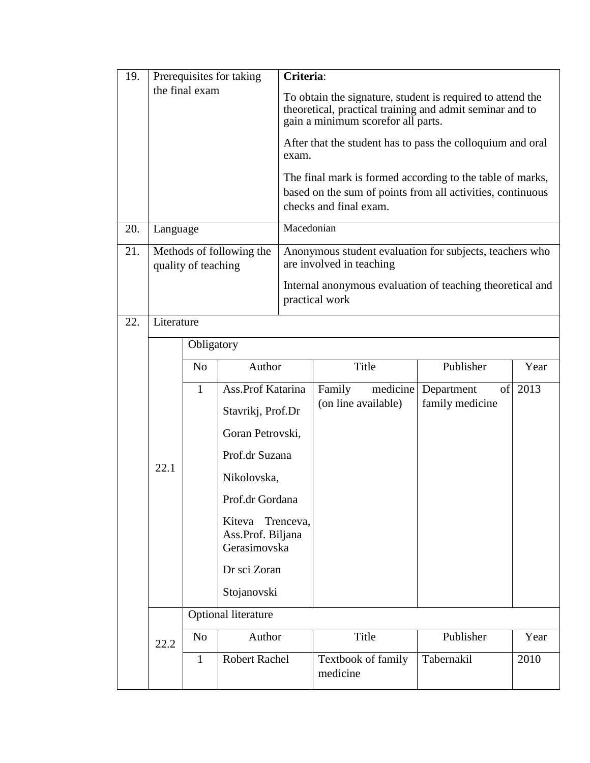| | | |
|---|---|---|
| 19. | Prerequisites for taking the final exam | **Criteria**:<br><br>To obtain the signature, student is required to attend the theoretical, practical training and admit seminar and to gain a minimum scorefor all parts.<br><br>After that the student has to pass the colloquium and oral exam.<br><br>The final mark is formed according to the table of marks, based on the sum of points from all activities, continuous checks and final exam. |
| 20. | Language | Macedonian |
| 21. | Methods of following the quality of teaching | Anonymous student evaluation for subjects, teachers who are involved in teaching<br><br>Internal anonymous evaluation of teaching theoretical and practical work |
| 22. | Literature | |

| | | | | | |
|---|---|---|---|---|---|
| 22.1 | Obligatory | | | | |
| | No | Author | Title | Publisher | Year |
| | 1 | Ass.Prof Katarina Stavrikj, Prof.Dr Goran Petrovski, Prof.dr Suzana Nikolovska, Prof.dr Gordana Kiteva Trenceva, Ass.Prof. Biljana Gerasimovska Dr sci Zoran Stojanovski | Family medicine (on line available) | Department of family medicine | 2013 |
| 22.2 | Optional literature | | | | |
| | No | Author | Title | Publisher | Year |
| | 1 | Robert Rachel | Textbook of family medicine | Tabernakil | 2010 |